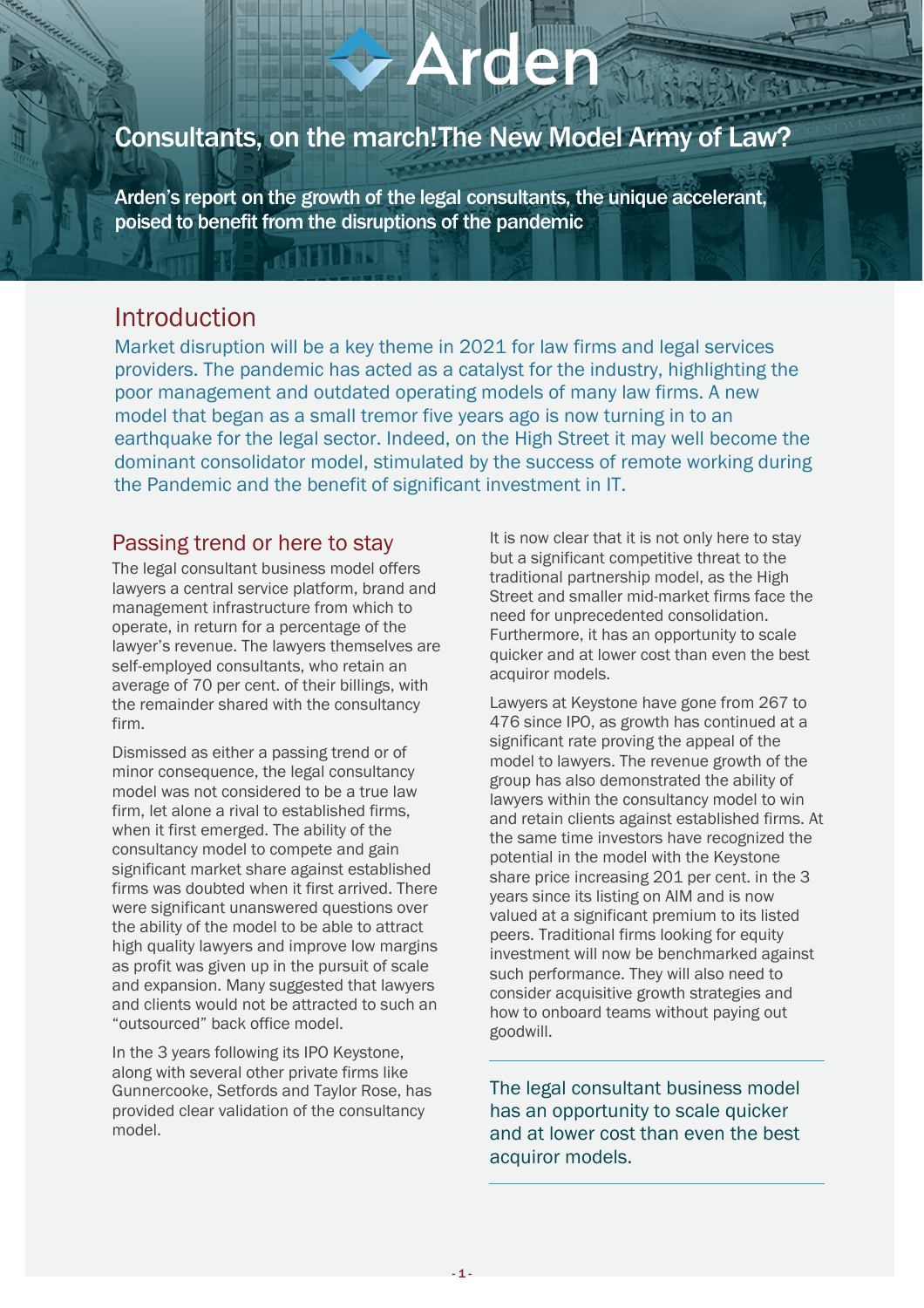Arden

# Consultants, on the march!The New Model Army of Law?

Arden's report on the growth of the legal consultants, the unique accelerant, poised to benefit from the disruptions of the pandemic

## Introduction

Market disruption will be a key theme in 2021 for law firms and legal services providers. The pandemic has acted as a catalyst for the industry, highlighting the poor management and outdated operating models of many law firms. A new model that began as a small tremor five years ago is now turning in to an earthquake for the legal sector. Indeed, on the High Street it may well become the dominant consolidator model, stimulated by the success of remote working during the Pandemic and the benefit of significant investment in IT.

### Passing trend or here to stay

The legal consultant business model offers lawyers a central service platform, brand and management infrastructure from which to operate, in return for a percentage of the lawyer's revenue. The lawyers themselves are self-employed consultants, who retain an average of 70 per cent. of their billings, with the remainder shared with the consultancy firm.

Dismissed as either a passing trend or of minor consequence, the legal consultancy model was not considered to be a true law firm, let alone a rival to established firms, when it first emerged. The ability of the consultancy model to compete and gain significant market share against established firms was doubted when it first arrived. There were significant unanswered questions over the ability of the model to be able to attract high quality lawyers and improve low margins as profit was given up in the pursuit of scale and expansion. Many suggested that lawyers and clients would not be attracted to such an "outsourced" back office model.

In the 3 years following its IPO Keystone, along with several other private firms like Gunnercooke, Setfords and Taylor Rose, has provided clear validation of the consultancy model.

It is now clear that it is not only here to stay but a significant competitive threat to the traditional partnership model, as the High Street and smaller mid-market firms face the need for unprecedented consolidation. Furthermore, it has an opportunity to scale quicker and at lower cost than even the best acquiror models.

Lawyers at Keystone have gone from 267 to 476 since IPO, as growth has continued at a significant rate proving the appeal of the model to lawyers. The revenue growth of the group has also demonstrated the ability of lawyers within the consultancy model to win and retain clients against established firms. At the same time investors have recognized the potential in the model with the Keystone share price increasing 201 per cent. in the 3 years since its listing on AIM and is now valued at a significant premium to its listed peers. Traditional firms looking for equity investment will now be benchmarked against such performance. They will also need to consider acquisitive growth strategies and how to onboard teams without paying out goodwill.

The legal consultant business model has an opportunity to scale quicker and at lower cost than even the best acquiror models.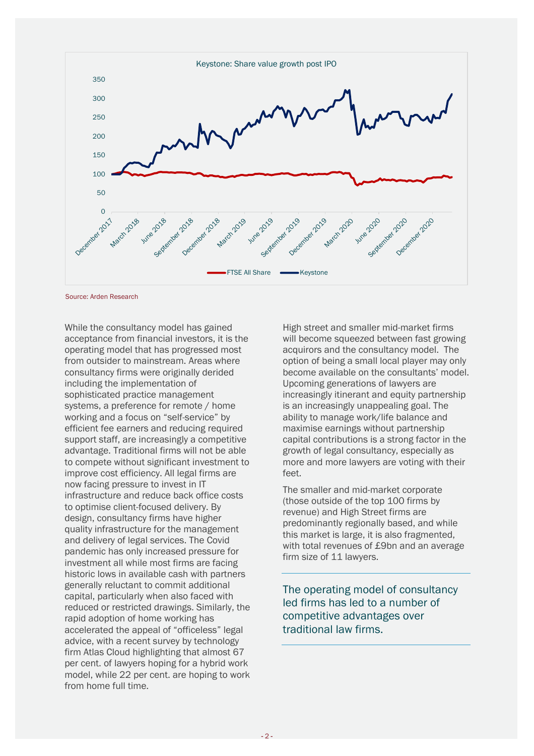Keystone: Share value growth post IPO

350
300
250
200
150
100
50
0

December 2017
March 2018
June 2018
September 2018
December 2018
March 2019
June 2019
September 2019
December 2019
March 2020
June 2020
September 2020
December 2020

FTSE All Share
Keystone

Source: Arden Research

While the consultancy model has gained acceptance from financial investors, it is the operating model that has progressed most from outsider to mainstream. Areas where consultancy firms were originally derided including the implementation of sophisticated practice management systems, a preference for remote / home working and a focus on "self-service" by efficient fee earners and reducing required support staff, are increasingly a competitive advantage. Traditional firms will not be able to compete without significant investment to improve cost efficiency. All legal firms are now facing pressure to invest in IT infrastructure and reduce back office costs to optimise client-focused delivery. By design, consultancy firms have higher quality infrastructure for the management and delivery of legal services. The Covid pandemic has only increased pressure for investment all while most firms are facing historic lows in available cash with partners generally reluctant to commit additional capital, particularly when also faced with reduced or restricted drawings. Similarly, the rapid adoption of home working has accelerated the appeal of "officeless" legal advice, with a recent survey by technology firm Atlas Cloud highlighting that almost 67 per cent. of lawyers hoping for a hybrid work model, while 22 per cent. are hoping to work from home full time.

High street and smaller mid-market firms will become squeezed between fast growing acquirors and the consultancy model. The option of being a small local player may only become available on the consultants' model. Upcoming generations of lawyers are increasingly itinerant and equity partnership is an increasingly unappealing goal. The ability to manage work/life balance and maximise earnings without partnership capital contributions is a strong factor in the growth of legal consultancy, especially as more and more lawyers are voting with their feet.

The smaller and mid-market corporate (those outside of the top 100 firms by revenue) and High Street firms are predominantly regionally based, and while this market is large, it is also fragmented, with total revenues of £9bn and an average firm size of 11 lawyers.

The operating model of consultancy led firms has led to a number of competitive advantages over traditional law firms.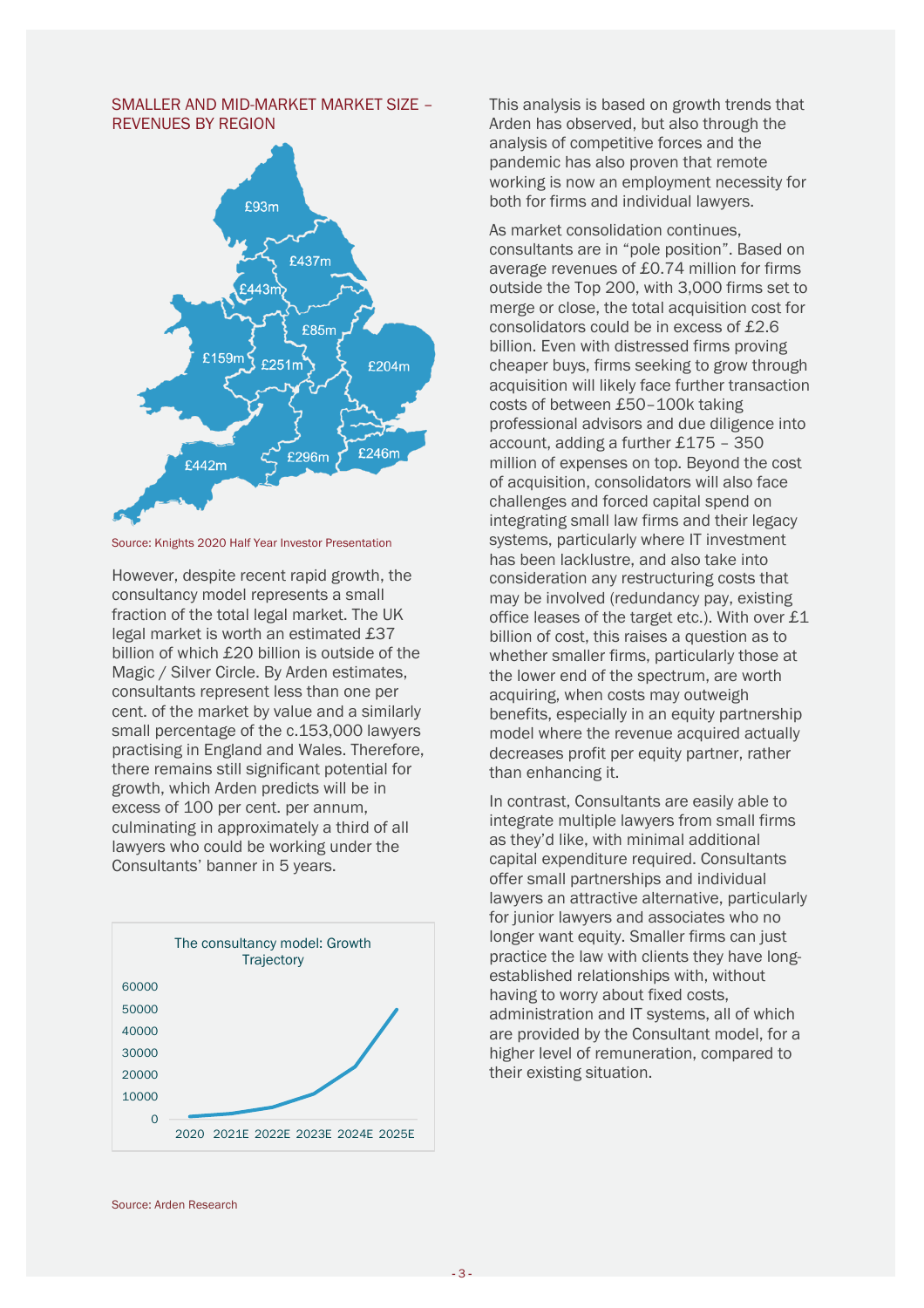SMALLER AND MID-MARKET MARKET SIZE – REVENUES BY REGION

£93m
£437m
£443m
£85m
£159m
£251m
£204m
£442m
£296m
£246m

Source: Knights 2020 Half Year Investor Presentation

However, despite recent rapid growth, the consultancy model represents a small fraction of the total legal market. The UK legal market is worth an estimated £37 billion of which £20 billion is outside of the Magic / Silver Circle. By Arden estimates, consultants represent less than one per cent. of the market by value and a similarly small percentage of the c.153,000 lawyers practising in England and Wales. Therefore, there remains still significant potential for growth, which Arden predicts will be in excess of 100 per cent. per annum, culminating in approximately a third of all lawyers who could be working under the Consultants' banner in 5 years.

The consultancy model: Growth Trajectory

60000
50000
40000
30000
20000
10000
0

2020 2021E 2022E 2023E 2024E 2025E

Source: Arden Research

This analysis is based on growth trends that Arden has observed, but also through the analysis of competitive forces and the pandemic has also proven that remote working is now an employment necessity for both for firms and individual lawyers.

As market consolidation continues, consultants are in "pole position". Based on average revenues of £0.74 million for firms outside the Top 200, with 3,000 firms set to merge or close, the total acquisition cost for consolidators could be in excess of £2.6 billion. Even with distressed firms proving cheaper buys, firms seeking to grow through acquisition will likely face further transaction costs of between £50–100k taking professional advisors and due diligence into account, adding a further £175 – 350 million of expenses on top. Beyond the cost of acquisition, consolidators will also face challenges and forced capital spend on integrating small law firms and their legacy systems, particularly where IT investment has been lacklustre, and also take into consideration any restructuring costs that may be involved (redundancy pay, existing office leases of the target etc.). With over £1 billion of cost, this raises a question as to whether smaller firms, particularly those at the lower end of the spectrum, are worth acquiring, when costs may outweigh benefits, especially in an equity partnership model where the revenue acquired actually decreases profit per equity partner, rather than enhancing it.

In contrast, Consultants are easily able to integrate multiple lawyers from small firms as they'd like, with minimal additional capital expenditure required. Consultants offer small partnerships and individual lawyers an attractive alternative, particularly for junior lawyers and associates who no longer want equity. Smaller firms can just practice the law with clients they have long-established relationships with, without having to worry about fixed costs, administration and IT systems, all of which are provided by the Consultant model, for a higher level of remuneration, compared to their existing situation.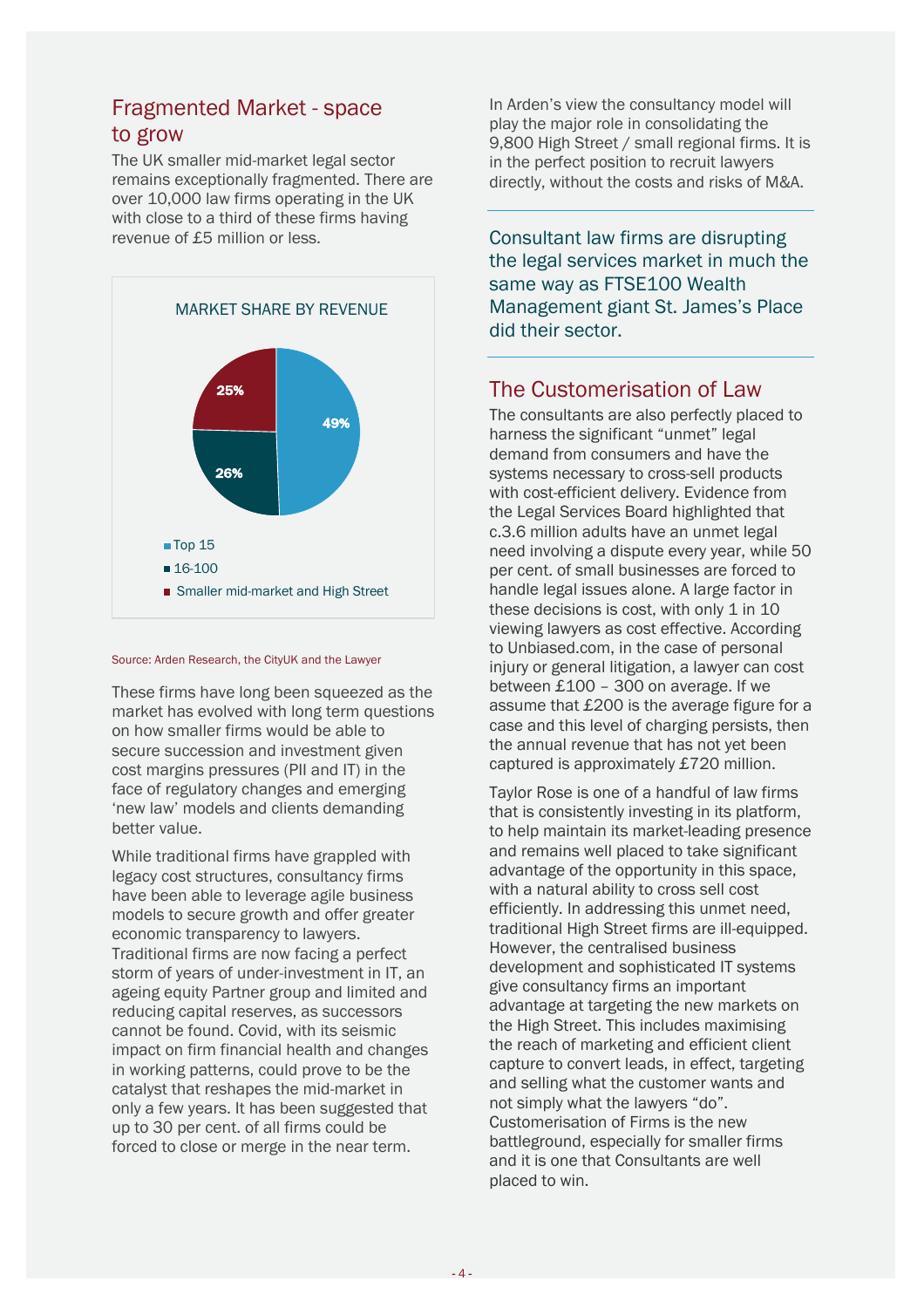## Fragmented Market - space to grow

The UK smaller mid-market legal sector remains exceptionally fragmented. There are over 10,000 law firms operating in the UK with close to a third of these firms having revenue of £5 million or less.

MARKET SHARE BY REVENUE

25%
49%
26%

Top 15
16-100
Smaller mid-market and High Street

Source: Arden Research, the CityUK and the Lawyer

These firms have long been squeezed as the market has evolved with long term questions on how smaller firms would be able to secure succession and investment given cost margins pressures (PII and IT) in the face of regulatory changes and emerging 'new law' models and clients demanding better value.

While traditional firms have grappled with legacy cost structures, consultancy firms have been able to leverage agile business models to secure growth and offer greater economic transparency to lawyers. Traditional firms are now facing a perfect storm of years of under-investment in IT, an ageing equity Partner group and limited and reducing capital reserves, as successors cannot be found. Covid, with its seismic impact on firm financial health and changes in working patterns, could prove to be the catalyst that reshapes the mid-market in only a few years. It has been suggested that up to 30 per cent. of all firms could be forced to close or merge in the near term.

In Arden's view the consultancy model will play the major role in consolidating the 9,800 High Street / small regional firms. It is in the perfect position to recruit lawyers directly, without the costs and risks of M&A.

Consultant law firms are disrupting the legal services market in much the same way as FTSE100 Wealth Management giant St. James's Place did their sector.

## The Customerisation of Law

The consultants are also perfectly placed to harness the significant "unmet" legal demand from consumers and have the systems necessary to cross-sell products with cost-efficient delivery. Evidence from the Legal Services Board highlighted that c.3.6 million adults have an unmet legal need involving a dispute every year, while 50 per cent. of small businesses are forced to handle legal issues alone. A large factor in these decisions is cost, with only 1 in 10 viewing lawyers as cost effective. According to Unbiased.com, in the case of personal injury or general litigation, a lawyer can cost between £100 – 300 on average. If we assume that £200 is the average figure for a case and this level of charging persists, then the annual revenue that has not yet been captured is approximately £720 million.

Taylor Rose is one of a handful of law firms that is consistently investing in its platform, to help maintain its market-leading presence and remains well placed to take significant advantage of the opportunity in this space, with a natural ability to cross sell cost efficiently. In addressing this unmet need, traditional High Street firms are ill-equipped. However, the centralised business development and sophisticated IT systems give consultancy firms an important advantage at targeting the new markets on the High Street. This includes maximising the reach of marketing and efficient client capture to convert leads, in effect, targeting and selling what the customer wants and not simply what the lawyers "do". Customerisation of Firms is the new battleground, especially for smaller firms and it is one that Consultants are well placed to win.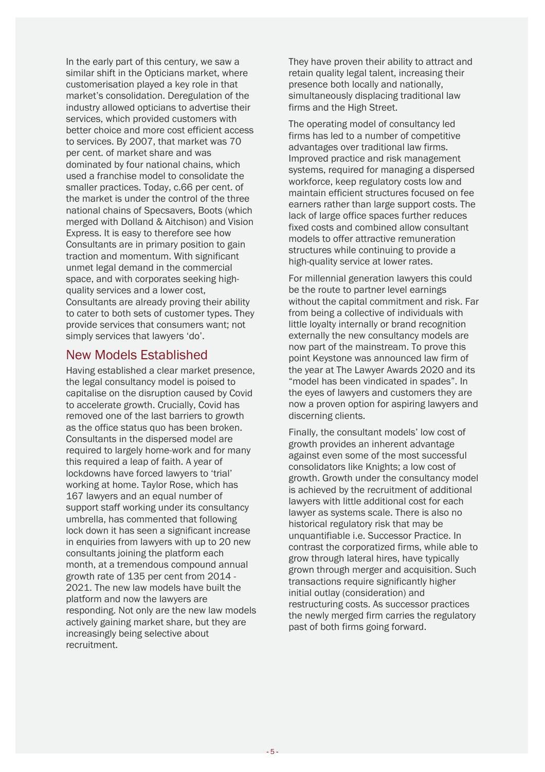In the early part of this century, we saw a similar shift in the Opticians market, where customerisation played a key role in that market's consolidation. Deregulation of the industry allowed opticians to advertise their services, which provided customers with better choice and more cost efficient access to services. By 2007, that market was 70 per cent. of market share and was dominated by four national chains, which used a franchise model to consolidate the smaller practices. Today, c.66 per cent. of the market is under the control of the three national chains of Specsavers, Boots (which merged with Dolland & Aitchison) and Vision Express. It is easy to therefore see how Consultants are in primary position to gain traction and momentum. With significant unmet legal demand in the commercial space, and with corporates seeking high-quality services and a lower cost, Consultants are already proving their ability to cater to both sets of customer types. They provide services that consumers want; not simply services that lawyers 'do'.

## New Models Established

Having established a clear market presence, the legal consultancy model is poised to capitalise on the disruption caused by Covid to accelerate growth. Crucially, Covid has removed one of the last barriers to growth as the office status quo has been broken. Consultants in the dispersed model are required to largely home-work and for many this required a leap of faith. A year of lockdowns have forced lawyers to 'trial' working at home. Taylor Rose, which has 167 lawyers and an equal number of support staff working under its consultancy umbrella, has commented that following lock down it has seen a significant increase in enquiries from lawyers with up to 20 new consultants joining the platform each month, at a tremendous compound annual growth rate of 135 per cent from 2014 - 2021. The new law models have built the platform and now the lawyers are responding. Not only are the new law models actively gaining market share, but they are increasingly being selective about recruitment.

They have proven their ability to attract and retain quality legal talent, increasing their presence both locally and nationally, simultaneously displacing traditional law firms and the High Street.

The operating model of consultancy led firms has led to a number of competitive advantages over traditional law firms. Improved practice and risk management systems, required for managing a dispersed workforce, keep regulatory costs low and maintain efficient structures focused on fee earners rather than large support costs. The lack of large office spaces further reduces fixed costs and combined allow consultant models to offer attractive remuneration structures while continuing to provide a high-quality service at lower rates.

For millennial generation lawyers this could be the route to partner level earnings without the capital commitment and risk. Far from being a collective of individuals with little loyalty internally or brand recognition externally the new consultancy models are now part of the mainstream. To prove this point Keystone was announced law firm of the year at The Lawyer Awards 2020 and its "model has been vindicated in spades". In the eyes of lawyers and customers they are now a proven option for aspiring lawyers and discerning clients.

Finally, the consultant models' low cost of growth provides an inherent advantage against even some of the most successful consolidators like Knights; a low cost of growth. Growth under the consultancy model is achieved by the recruitment of additional lawyers with little additional cost for each lawyer as systems scale. There is also no historical regulatory risk that may be unquantifiable i.e. Successor Practice. In contrast the corporatized firms, while able to grow through lateral hires, have typically grown through merger and acquisition. Such transactions require significantly higher initial outlay (consideration) and restructuring costs. As successor practices the newly merged firm carries the regulatory past of both firms going forward.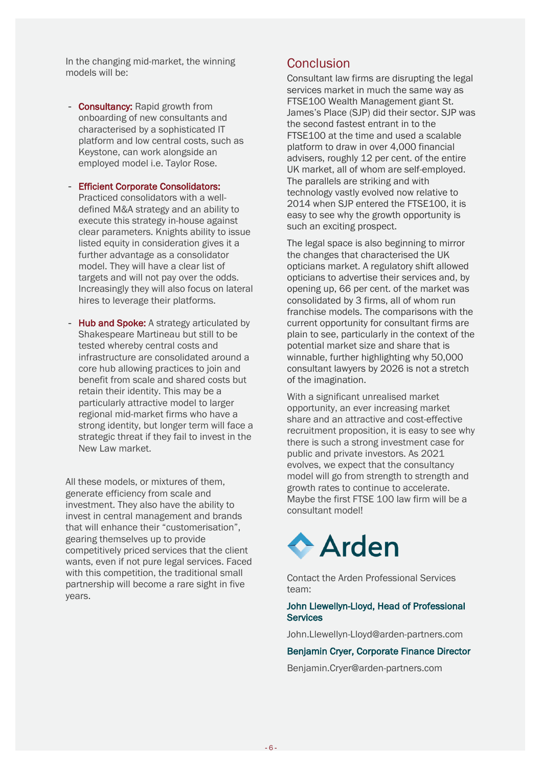In the changing mid-market, the winning models will be:

- **Consultancy:** Rapid growth from onboarding of new consultants and characterised by a sophisticated IT platform and low central costs, such as Keystone, can work alongside an employed model i.e. Taylor Rose.

- **Efficient Corporate Consolidators:** Practiced consolidators with a well-defined M&A strategy and an ability to execute this strategy in-house against clear parameters. Knights ability to issue listed equity in consideration gives it a further advantage as a consolidator model. They will have a clear list of targets and will not pay over the odds. Increasingly they will also focus on lateral hires to leverage their platforms.

- **Hub and Spoke:** A strategy articulated by Shakespeare Martineau but still to be tested whereby central costs and infrastructure are consolidated around a core hub allowing practices to join and benefit from scale and shared costs but retain their identity. This may be a particularly attractive model to larger regional mid-market firms who have a strong identity, but longer term will face a strategic threat if they fail to invest in the New Law market.

All these models, or mixtures of them, generate efficiency from scale and investment. They also have the ability to invest in central management and brands that will enhance their "customerisation", gearing themselves up to provide competitively priced services that the client wants, even if not pure legal services. Faced with this competition, the traditional small partnership will become a rare sight in five years.

## Conclusion

Consultant law firms are disrupting the legal services market in much the same way as FTSE100 Wealth Management giant St. James's Place (SJP) did their sector. SJP was the second fastest entrant in to the FTSE100 at the time and used a scalable platform to draw in over 4,000 financial advisers, roughly 12 per cent. of the entire UK market, all of whom are self-employed. The parallels are striking and with technology vastly evolved now relative to 2014 when SJP entered the FTSE100, it is easy to see why the growth opportunity is such an exciting prospect.

The legal space is also beginning to mirror the changes that characterised the UK opticians market. A regulatory shift allowed opticians to advertise their services and, by opening up, 66 per cent. of the market was consolidated by 3 firms, all of whom run franchise models. The comparisons with the current opportunity for consultant firms are plain to see, particularly in the context of the potential market size and share that is winnable, further highlighting why 50,000 consultant lawyers by 2026 is not a stretch of the imagination.

With a significant unrealised market opportunity, an ever increasing market share and an attractive and cost-effective recruitment proposition, it is easy to see why there is such a strong investment case for public and private investors. As 2021 evolves, we expect that the consultancy model will go from strength to strength and growth rates to continue to accelerate. Maybe the first FTSE 100 law firm will be a consultant model!

Arden

Contact the Arden Professional Services team:

**John Llewellyn-Lloyd, Head of Professional Services**

John.Llewellyn-Lloyd@arden-partners.com

**Benjamin Cryer, Corporate Finance Director**

Benjamin.Cryer@arden-partners.com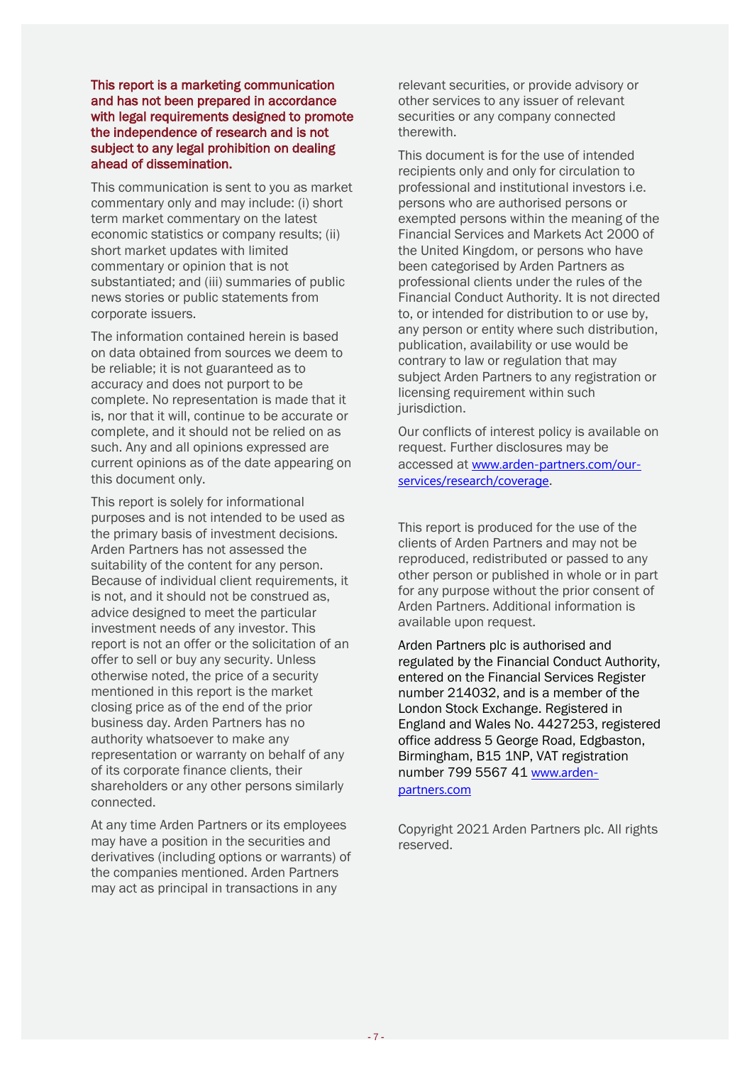**This report is a marketing communication and has not been prepared in accordance with legal requirements designed to promote the independence of research and is not subject to any legal prohibition on dealing ahead of dissemination.**

This communication is sent to you as market commentary only and may include: (i) short term market commentary on the latest economic statistics or company results; (ii) short market updates with limited commentary or opinion that is not substantiated; and (iii) summaries of public news stories or public statements from corporate issuers.

The information contained herein is based on data obtained from sources we deem to be reliable; it is not guaranteed as to accuracy and does not purport to be complete. No representation is made that it is, nor that it will, continue to be accurate or complete, and it should not be relied on as such. Any and all opinions expressed are current opinions as of the date appearing on this document only.

This report is solely for informational purposes and is not intended to be used as the primary basis of investment decisions. Arden Partners has not assessed the suitability of the content for any person. Because of individual client requirements, it is not, and it should not be construed as, advice designed to meet the particular investment needs of any investor. This report is not an offer or the solicitation of an offer to sell or buy any security. Unless otherwise noted, the price of a security mentioned in this report is the market closing price as of the end of the prior business day. Arden Partners has no authority whatsoever to make any representation or warranty on behalf of any of its corporate finance clients, their shareholders or any other persons similarly connected.

At any time Arden Partners or its employees may have a position in the securities and derivatives (including options or warrants) of the companies mentioned. Arden Partners may act as principal in transactions in any relevant securities, or provide advisory or other services to any issuer of relevant securities or any company connected therewith.

This document is for the use of intended recipients only and only for circulation to professional and institutional investors i.e. persons who are authorised persons or exempted persons within the meaning of the Financial Services and Markets Act 2000 of the United Kingdom, or persons who have been categorised by Arden Partners as professional clients under the rules of the Financial Conduct Authority. It is not directed to, or intended for distribution to or use by, any person or entity where such distribution, publication, availability or use would be contrary to law or regulation that may subject Arden Partners to any registration or licensing requirement within such jurisdiction.

Our conflicts of interest policy is available on request. Further disclosures may be accessed at www.arden-partners.com/our-services/research/coverage.

This report is produced for the use of the clients of Arden Partners and may not be reproduced, redistributed or passed to any other person or published in whole or in part for any purpose without the prior consent of Arden Partners. Additional information is available upon request.

Arden Partners plc is authorised and regulated by the Financial Conduct Authority, entered on the Financial Services Register number 214032, and is a member of the London Stock Exchange. Registered in England and Wales No. 4427253, registered office address 5 George Road, Edgbaston, Birmingham, B15 1NP, VAT registration number 799 5567 41 www.arden-partners.com

Copyright 2021 Arden Partners plc. All rights reserved.